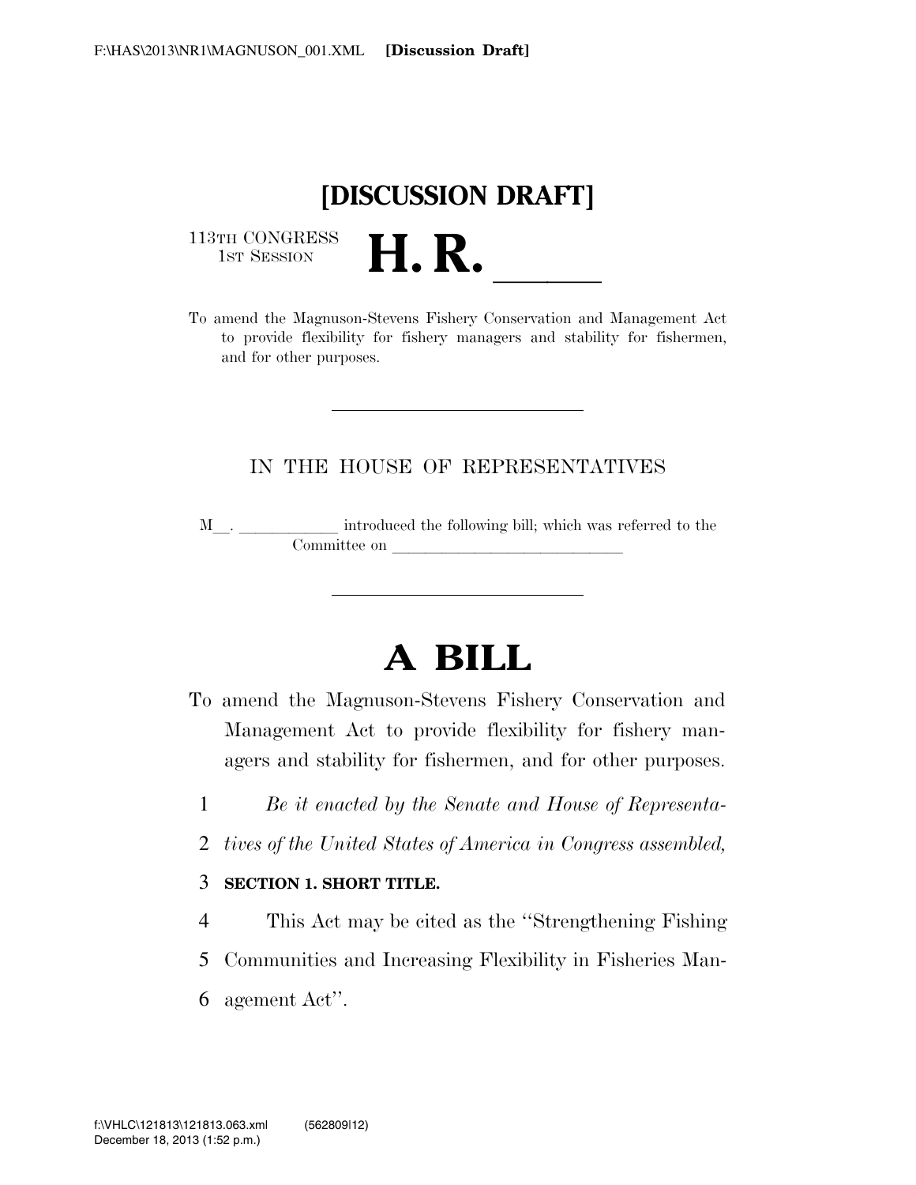**[DISCUSSION DRAFT]**

113TH CONGRESS
1ST SESSION

# H. R. \_\_\_\_\_\_

To amend the Magnuson-Stevens Fishery Conservation and Management Act to provide flexibility for fishery managers and stability for fishermen, and for other purposes.

---

IN THE HOUSE OF REPRESENTATIVES

M\_\_. \_\_\_\_\_\_\_\_\_\_\_\_ introduced the following bill; which was referred to the Committee on \_\_\_\_\_\_\_\_\_\_\_\_\_\_\_\_\_\_\_\_\_\_\_\_\_\_\_\_\_\_

---

# A BILL

To amend the Magnuson-Stevens Fishery Conservation and Management Act to provide flexibility for fishery managers and stability for fishermen, and for other purposes.

1 *Be it enacted by the Senate and House of Representa-*
2 *tives of the United States of America in Congress assembled,*

3 **SECTION 1. SHORT TITLE.**

4 This Act may be cited as the "Strengthening Fishing
5 Communities and Increasing Flexibility in Fisheries Man-
6 agement Act".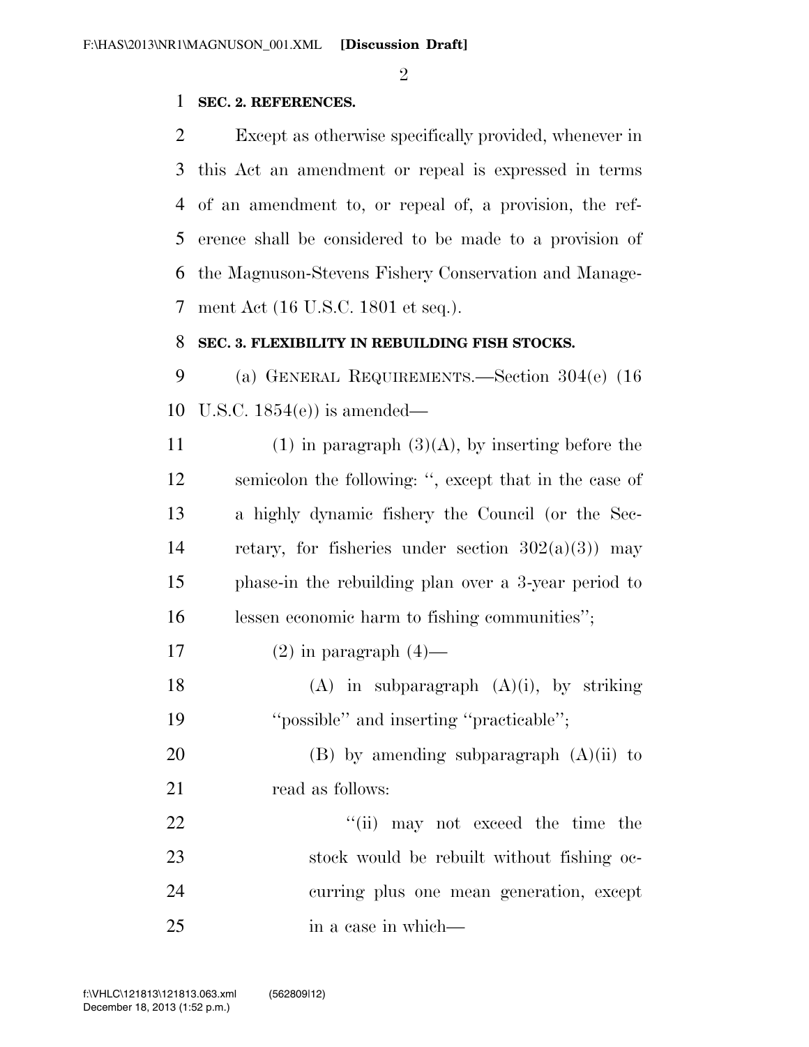**SEC. 2. REFERENCES.**

Except as otherwise specifically provided, whenever in this Act an amendment or repeal is expressed in terms of an amendment to, or repeal of, a provision, the reference shall be considered to be made to a provision of the Magnuson-Stevens Fishery Conservation and Management Act (16 U.S.C. 1801 et seq.).

**SEC. 3. FLEXIBILITY IN REBUILDING FISH STOCKS.**

(a) GENERAL REQUIREMENTS.—Section 304(e) (16 U.S.C. 1854(e)) is amended—

(1) in paragraph (3)(A), by inserting before the semicolon the following: '', except that in the case of a highly dynamic fishery the Council (or the Secretary, for fisheries under section 302(a)(3)) may phase-in the rebuilding plan over a 3-year period to lessen economic harm to fishing communities'';

(2) in paragraph (4)—

(A) in subparagraph (A)(i), by striking ''possible'' and inserting ''practicable'';

(B) by amending subparagraph (A)(ii) to read as follows:

''(ii) may not exceed the time the stock would be rebuilt without fishing occurring plus one mean generation, except in a case in which—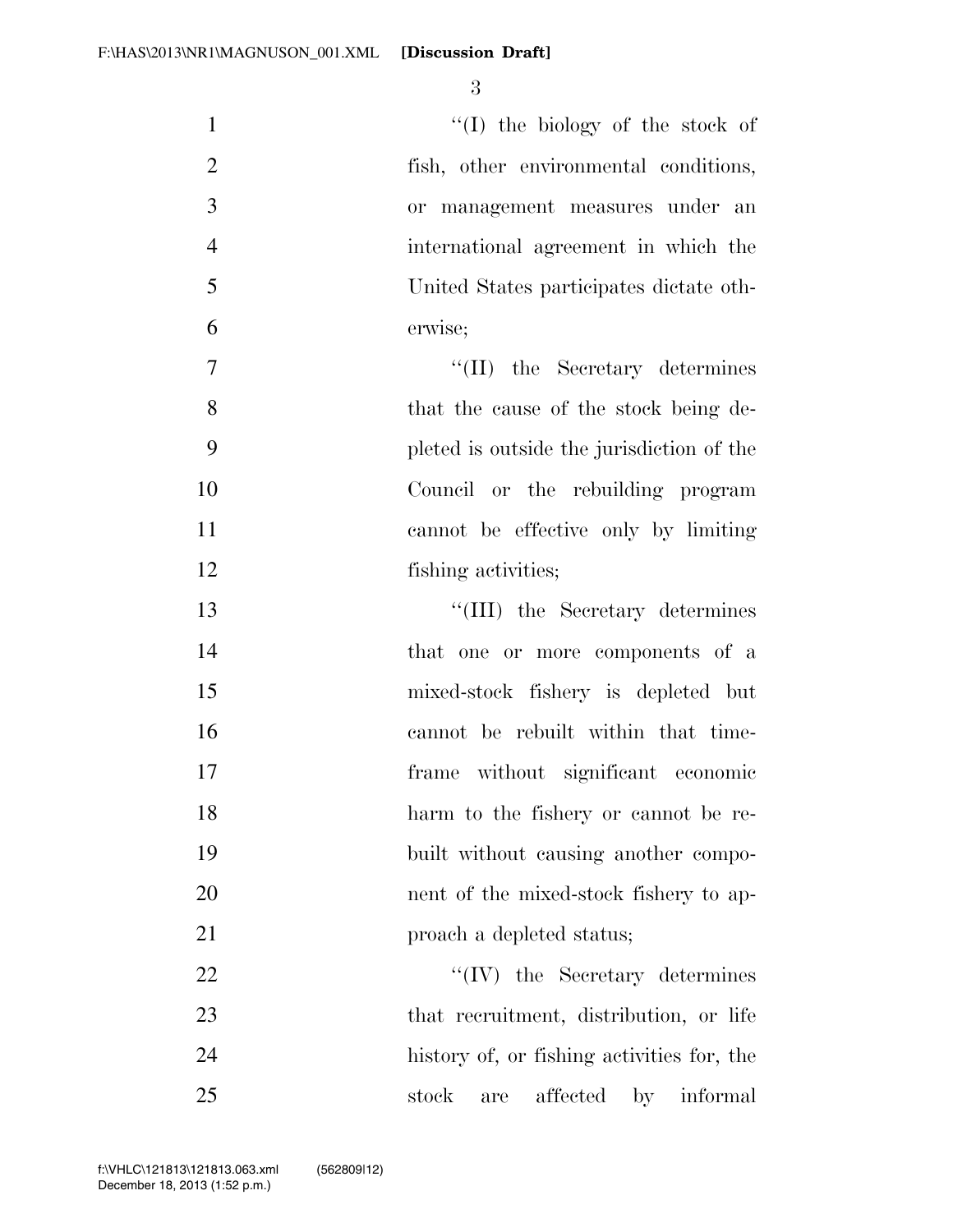''(I) the biology of the stock of fish, other environmental conditions, or management measures under an international agreement in which the United States participates dictate otherwise;

''(II) the Secretary determines that the cause of the stock being depleted is outside the jurisdiction of the Council or the rebuilding program cannot be effective only by limiting fishing activities;

''(III) the Secretary determines that one or more components of a mixed-stock fishery is depleted but cannot be rebuilt within that timeframe without significant economic harm to the fishery or cannot be rebuilt without causing another component of the mixed-stock fishery to approach a depleted status;

''(IV) the Secretary determines that recruitment, distribution, or life history of, or fishing activities for, the stock are affected by informal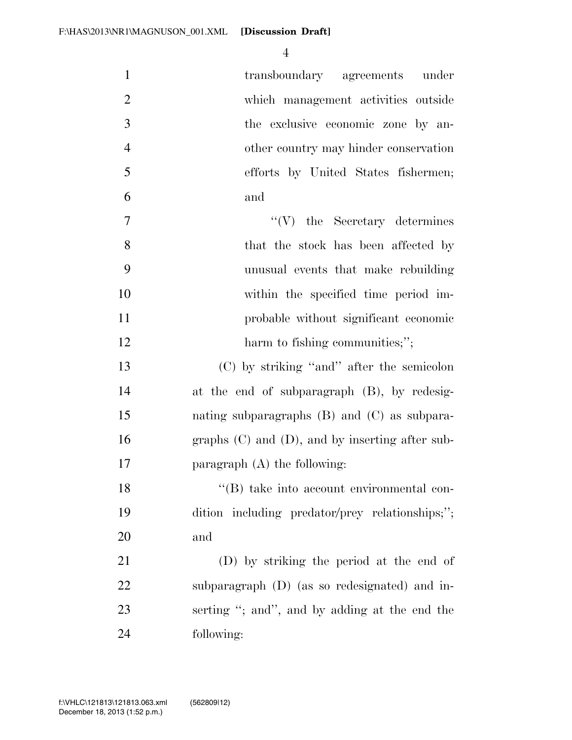transboundary agreements under which management activities outside the exclusive economic zone by another country may hinder conservation efforts by United States fishermen; and

''(V) the Secretary determines that the stock has been affected by unusual events that make rebuilding within the specified time period improbable without significant economic harm to fishing communities;'';

(C) by striking ''and'' after the semicolon at the end of subparagraph (B), by redesignating subparagraphs (B) and (C) as subparagraphs (C) and (D), and by inserting after subparagraph (A) the following:

''(B) take into account environmental condition including predator/prey relationships;''; and

(D) by striking the period at the end of subparagraph (D) (as so redesignated) and inserting ''; and'', and by adding at the end the following: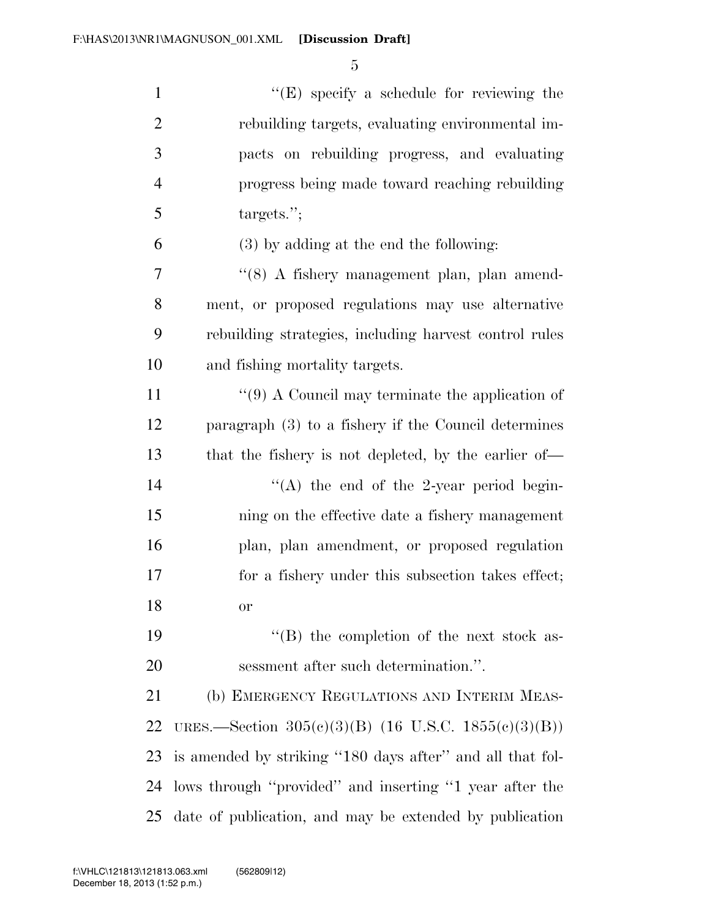"(E) specify a schedule for reviewing the rebuilding targets, evaluating environmental impacts on rebuilding progress, and evaluating progress being made toward reaching rebuilding targets.";

(3) by adding at the end the following:

"(8) A fishery management plan, plan amendment, or proposed regulations may use alternative rebuilding strategies, including harvest control rules and fishing mortality targets.

"(9) A Council may terminate the application of paragraph (3) to a fishery if the Council determines that the fishery is not depleted, by the earlier of—

"(A) the end of the 2-year period beginning on the effective date a fishery management plan, plan amendment, or proposed regulation for a fishery under this subsection takes effect; or

"(B) the completion of the next stock assessment after such determination.".

(b) EMERGENCY REGULATIONS AND INTERIM MEASURES.—Section 305(c)(3)(B) (16 U.S.C. 1855(c)(3)(B)) is amended by striking "180 days after" and all that follows through "provided" and inserting "1 year after the date of publication, and may be extended by publication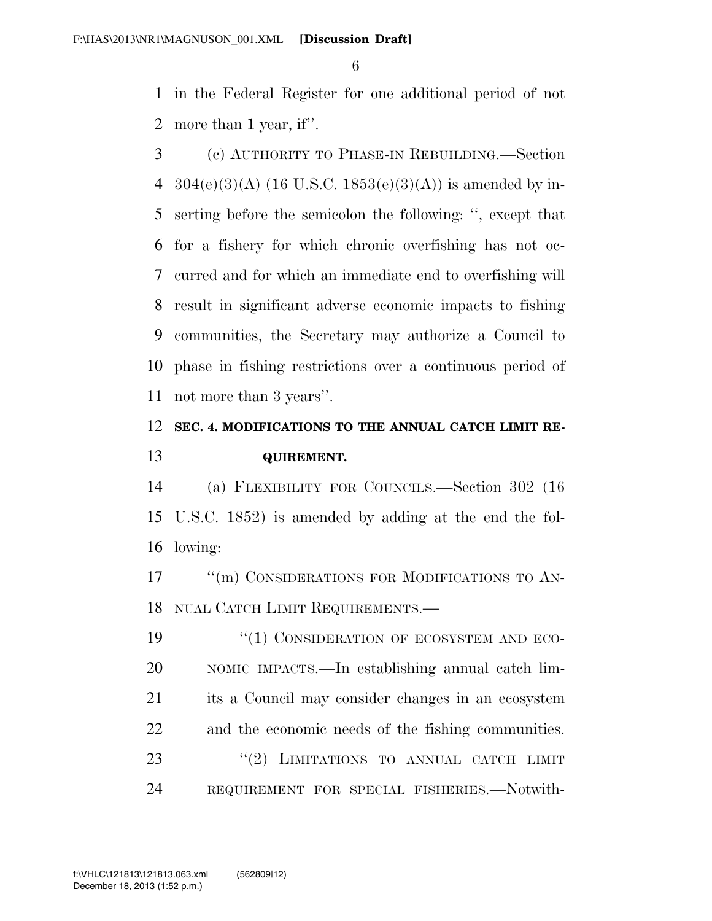in the Federal Register for one additional period of not more than 1 year, if''.

(c) AUTHORITY TO PHASE-IN REBUILDING.—Section 304(e)(3)(A) (16 U.S.C. 1853(e)(3)(A)) is amended by inserting before the semicolon the following: '', except that for a fishery for which chronic overfishing has not occurred and for which an immediate end to overfishing will result in significant adverse economic impacts to fishing communities, the Secretary may authorize a Council to phase in fishing restrictions over a continuous period of not more than 3 years''.

**SEC. 4. MODIFICATIONS TO THE ANNUAL CATCH LIMIT REQUIREMENT.**

(a) FLEXIBILITY FOR COUNCILS.—Section 302 (16 U.S.C. 1852) is amended by adding at the end the following:

''(m) CONSIDERATIONS FOR MODIFICATIONS TO ANNUAL CATCH LIMIT REQUIREMENTS.—

''(1) CONSIDERATION OF ECOSYSTEM AND ECONOMIC IMPACTS.—In establishing annual catch limits a Council may consider changes in an ecosystem and the economic needs of the fishing communities.

''(2) LIMITATIONS TO ANNUAL CATCH LIMIT REQUIREMENT FOR SPECIAL FISHERIES.—Notwith-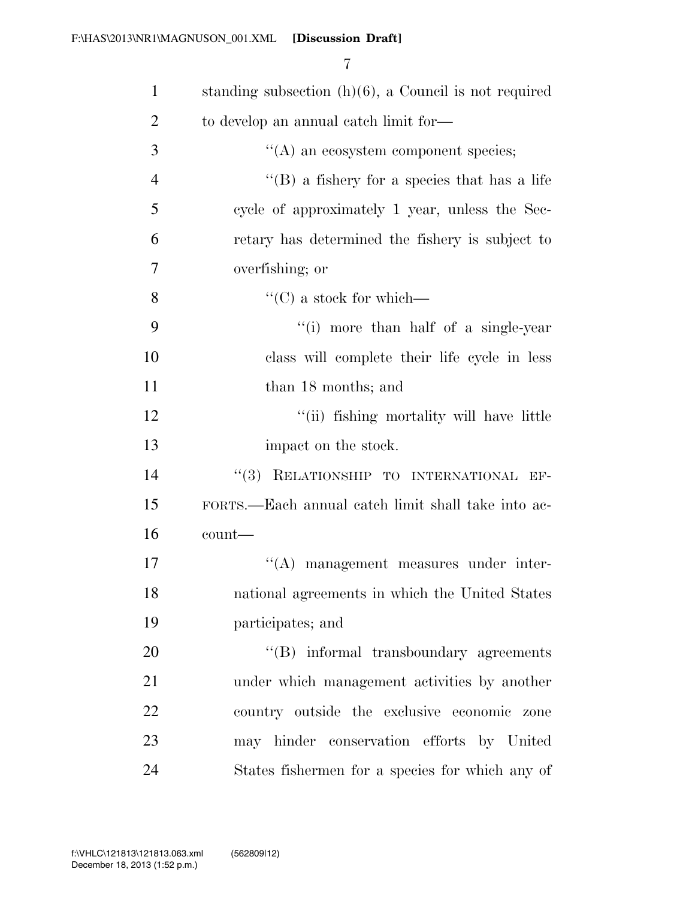standing subsection (h)(6), a Council is not required to develop an annual catch limit for—

''(A) an ecosystem component species;

''(B) a fishery for a species that has a life cycle of approximately 1 year, unless the Secretary has determined the fishery is subject to overfishing; or

''(C) a stock for which—

''(i) more than half of a single-year class will complete their life cycle in less than 18 months; and

''(ii) fishing mortality will have little impact on the stock.

''(3) RELATIONSHIP TO INTERNATIONAL EFFORTS.—Each annual catch limit shall take into account—

''(A) management measures under international agreements in which the United States participates; and

''(B) informal transboundary agreements under which management activities by another country outside the exclusive economic zone may hinder conservation efforts by United States fishermen for a species for which any of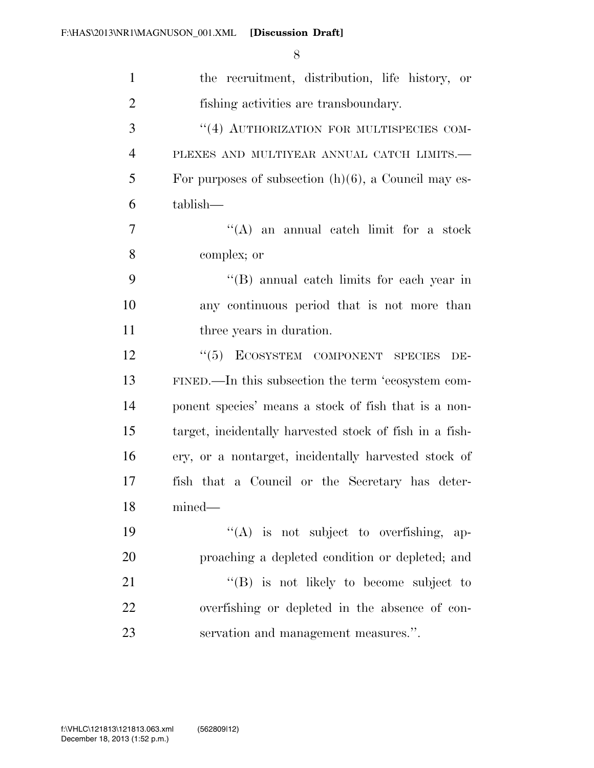the recruitment, distribution, life history, or fishing activities are transboundary.

"(4) AUTHORIZATION FOR MULTISPECIES COMPLEXES AND MULTIYEAR ANNUAL CATCH LIMITS.—For purposes of subsection (h)(6), a Council may establish—

"(A) an annual catch limit for a stock complex; or

"(B) annual catch limits for each year in any continuous period that is not more than three years in duration.

"(5) ECOSYSTEM COMPONENT SPECIES DEFINED.—In this subsection the term 'ecosystem component species' means a stock of fish that is a nontarget, incidentally harvested stock of fish in a fishery, or a nontarget, incidentally harvested stock of fish that a Council or the Secretary has determined—

"(A) is not subject to overfishing, approaching a depleted condition or depleted; and

"(B) is not likely to become subject to overfishing or depleted in the absence of conservation and management measures.".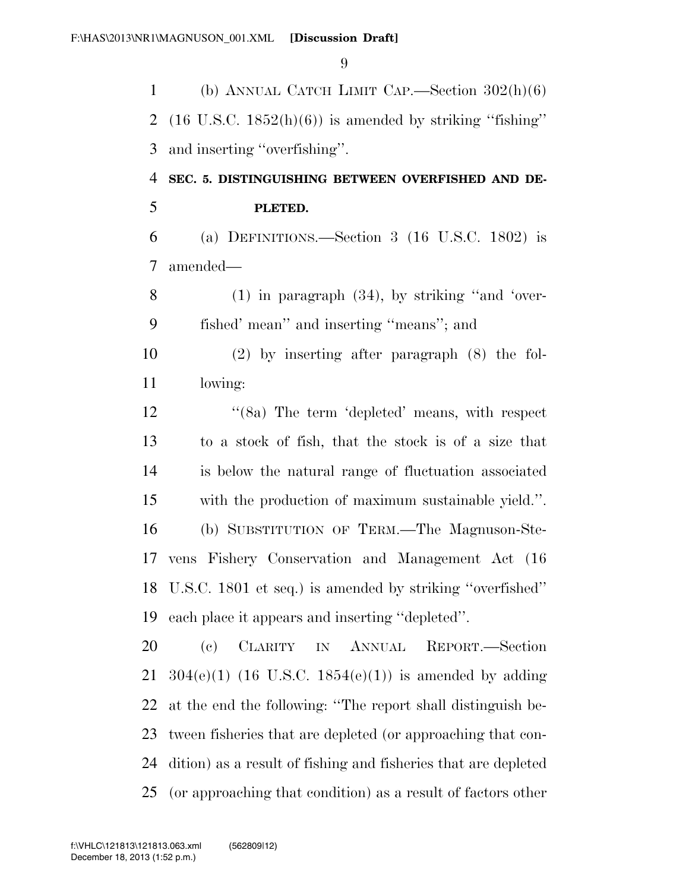(b) ANNUAL CATCH LIMIT CAP.—Section 302(h)(6) (16 U.S.C. 1852(h)(6)) is amended by striking ''fishing'' and inserting ''overfishing''.

**SEC. 5. DISTINGUISHING BETWEEN OVERFISHED AND DEPLETED.**

(a) DEFINITIONS.—Section 3 (16 U.S.C. 1802) is amended—

(1) in paragraph (34), by striking ''and 'overfished' mean'' and inserting ''means''; and

(2) by inserting after paragraph (8) the following:

''(8a) The term 'depleted' means, with respect to a stock of fish, that the stock is of a size that is below the natural range of fluctuation associated with the production of maximum sustainable yield.''.

(b) SUBSTITUTION OF TERM.—The Magnuson-Stevens Fishery Conservation and Management Act (16 U.S.C. 1801 et seq.) is amended by striking ''overfished'' each place it appears and inserting ''depleted''.

(c) CLARITY IN ANNUAL REPORT.—Section 304(e)(1) (16 U.S.C. 1854(e)(1)) is amended by adding at the end the following: ''The report shall distinguish between fisheries that are depleted (or approaching that condition) as a result of fishing and fisheries that are depleted (or approaching that condition) as a result of factors other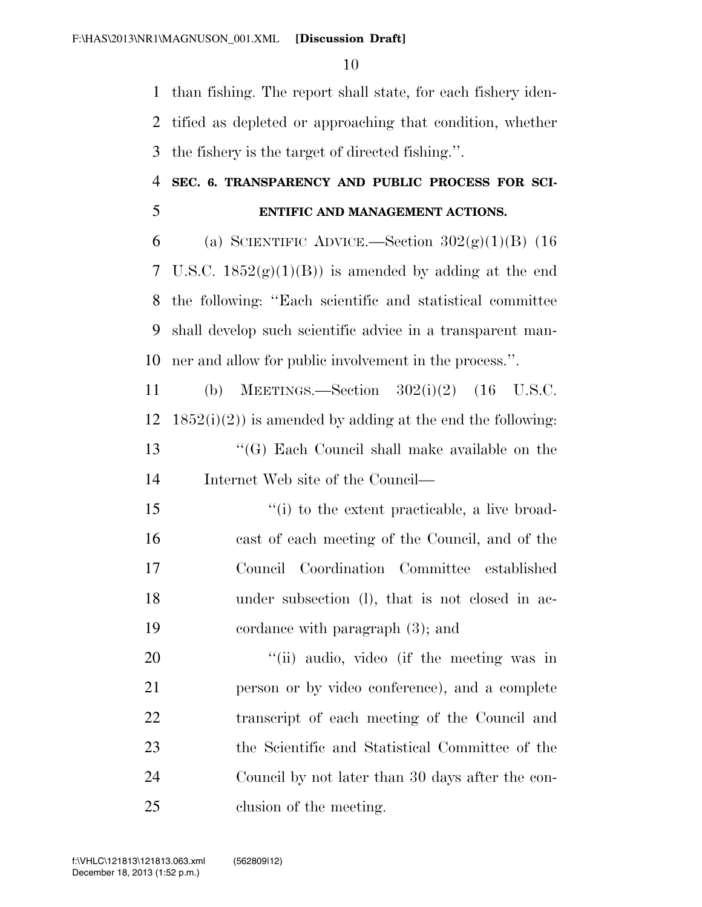than fishing. The report shall state, for each fishery identified as depleted or approaching that condition, whether the fishery is the target of directed fishing.''.

**SEC. 6. TRANSPARENCY AND PUBLIC PROCESS FOR SCIENTIFIC AND MANAGEMENT ACTIONS.**

(a) SCIENTIFIC ADVICE.—Section 302(g)(1)(B) (16 U.S.C. 1852(g)(1)(B)) is amended by adding at the end the following: ''Each scientific and statistical committee shall develop such scientific advice in a transparent manner and allow for public involvement in the process.''.

(b) MEETINGS.—Section 302(i)(2) (16 U.S.C. 1852(i)(2)) is amended by adding at the end the following:

''(G) Each Council shall make available on the Internet Web site of the Council—

''(i) to the extent practicable, a live broadcast of each meeting of the Council, and of the Council Coordination Committee established under subsection (l), that is not closed in accordance with paragraph (3); and

''(ii) audio, video (if the meeting was in person or by video conference), and a complete transcript of each meeting of the Council and the Scientific and Statistical Committee of the Council by not later than 30 days after the conclusion of the meeting.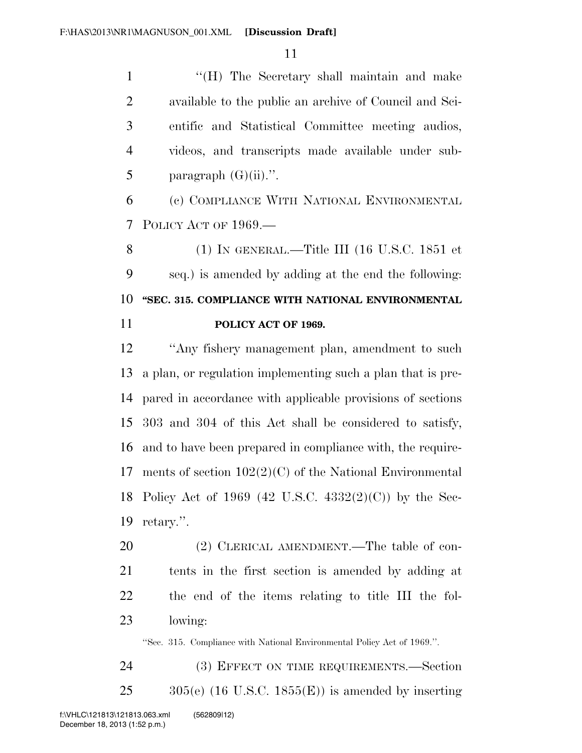''(H) The Secretary shall maintain and make available to the public an archive of Council and Scientific and Statistical Committee meeting audios, videos, and transcripts made available under subparagraph (G)(ii).''.

(c) COMPLIANCE WITH NATIONAL ENVIRONMENTAL POLICY ACT OF 1969.—

(1) IN GENERAL.—Title III (16 U.S.C. 1851 et seq.) is amended by adding at the end the following:

**''SEC. 315. COMPLIANCE WITH NATIONAL ENVIRONMENTAL POLICY ACT OF 1969.**

''Any fishery management plan, amendment to such a plan, or regulation implementing such a plan that is prepared in accordance with applicable provisions of sections 303 and 304 of this Act shall be considered to satisfy, and to have been prepared in compliance with, the requirements of section 102(2)(C) of the National Environmental Policy Act of 1969 (42 U.S.C. 4332(2)(C)) by the Secretary.''.

(2) CLERICAL AMENDMENT.—The table of contents in the first section is amended by adding at the end of the items relating to title III the following:

''Sec. 315. Compliance with National Environmental Policy Act of 1969.''.

(3) EFFECT ON TIME REQUIREMENTS.—Section 305(e) (16 U.S.C. 1855(E)) is amended by inserting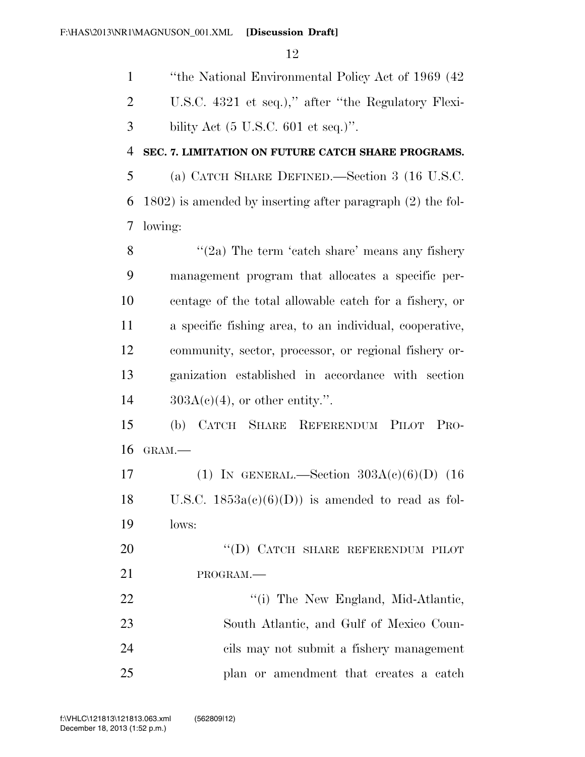"the National Environmental Policy Act of 1969 (42 U.S.C. 4321 et seq.)," after "the Regulatory Flexibility Act (5 U.S.C. 601 et seq.)".

**SEC. 7. LIMITATION ON FUTURE CATCH SHARE PROGRAMS.**

(a) CATCH SHARE DEFINED.—Section 3 (16 U.S.C. 1802) is amended by inserting after paragraph (2) the following:

"(2a) The term 'catch share' means any fishery management program that allocates a specific percentage of the total allowable catch for a fishery, or a specific fishing area, to an individual, cooperative, community, sector, processor, or regional fishery organization established in accordance with section 303A(c)(4), or other entity.".

(b) CATCH SHARE REFERENDUM PILOT PROGRAM.—

(1) IN GENERAL.—Section 303A(c)(6)(D) (16 U.S.C. 1853a(c)(6)(D)) is amended to read as follows:

"(D) CATCH SHARE REFERENDUM PILOT PROGRAM.—

"(i) The New England, Mid-Atlantic, South Atlantic, and Gulf of Mexico Councils may not submit a fishery management plan or amendment that creates a catch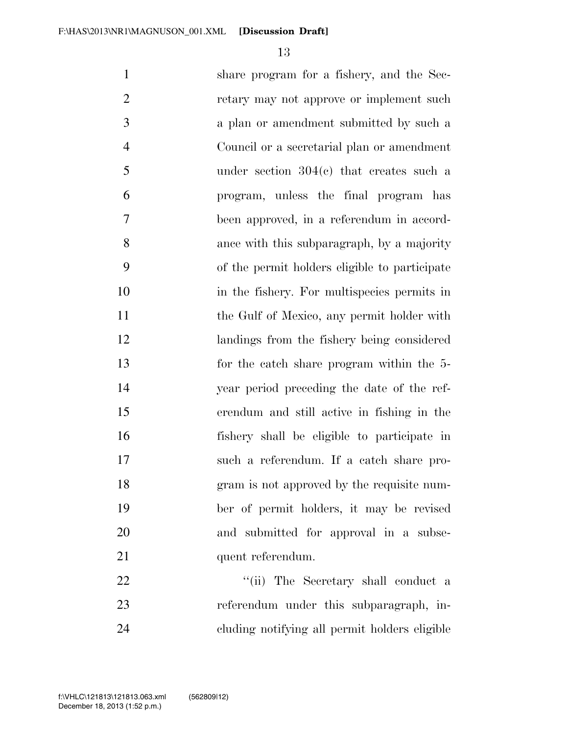share program for a fishery, and the Secretary may not approve or implement such a plan or amendment submitted by such a Council or a secretarial plan or amendment under section 304(c) that creates such a program, unless the final program has been approved, in a referendum in accordance with this subparagraph, by a majority of the permit holders eligible to participate in the fishery. For multispecies permits in the Gulf of Mexico, any permit holder with landings from the fishery being considered for the catch share program within the 5-year period preceding the date of the referendum and still active in fishing in the fishery shall be eligible to participate in such a referendum. If a catch share program is not approved by the requisite number of permit holders, it may be revised and submitted for approval in a subsequent referendum.

"(ii) The Secretary shall conduct a referendum under this subparagraph, including notifying all permit holders eligible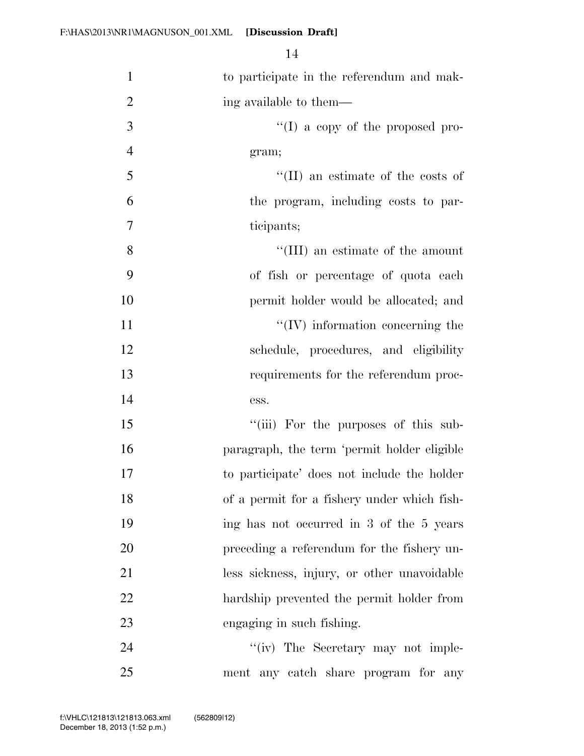to participate in the referendum and making available to them—

"(I) a copy of the proposed program;

"(II) an estimate of the costs of the program, including costs to participants;

"(III) an estimate of the amount of fish or percentage of quota each permit holder would be allocated; and

"(IV) information concerning the schedule, procedures, and eligibility requirements for the referendum process.

"(iii) For the purposes of this subparagraph, the term 'permit holder eligible to participate' does not include the holder of a permit for a fishery under which fishing has not occurred in 3 of the 5 years preceding a referendum for the fishery unless sickness, injury, or other unavoidable hardship prevented the permit holder from engaging in such fishing.

"(iv) The Secretary may not implement any catch share program for any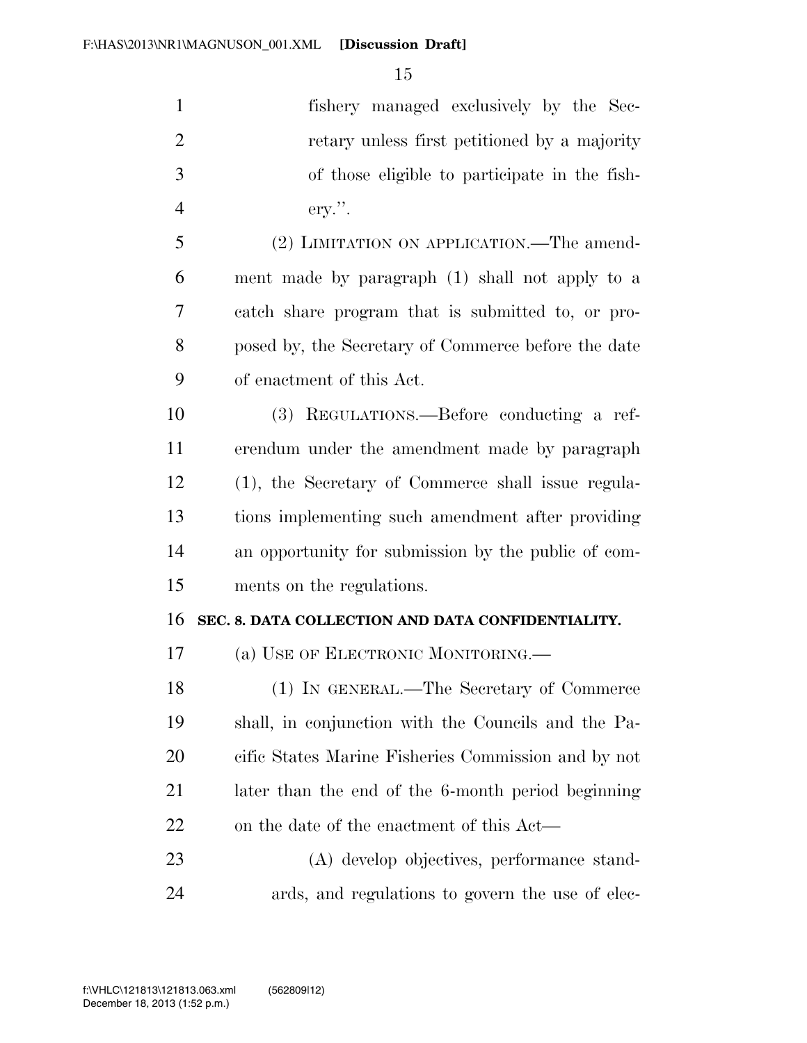fishery managed exclusively by the Secretary unless first petitioned by a majority of those eligible to participate in the fishery.''.

(2) LIMITATION ON APPLICATION.—The amendment made by paragraph (1) shall not apply to a catch share program that is submitted to, or proposed by, the Secretary of Commerce before the date of enactment of this Act.

(3) REGULATIONS.—Before conducting a referendum under the amendment made by paragraph (1), the Secretary of Commerce shall issue regulations implementing such amendment after providing an opportunity for submission by the public of comments on the regulations.

**SEC. 8. DATA COLLECTION AND DATA CONFIDENTIALITY.**

(a) USE OF ELECTRONIC MONITORING.—

(1) IN GENERAL.—The Secretary of Commerce shall, in conjunction with the Councils and the Pacific States Marine Fisheries Commission and by not later than the end of the 6-month period beginning on the date of the enactment of this Act—

(A) develop objectives, performance standards, and regulations to govern the use of elec-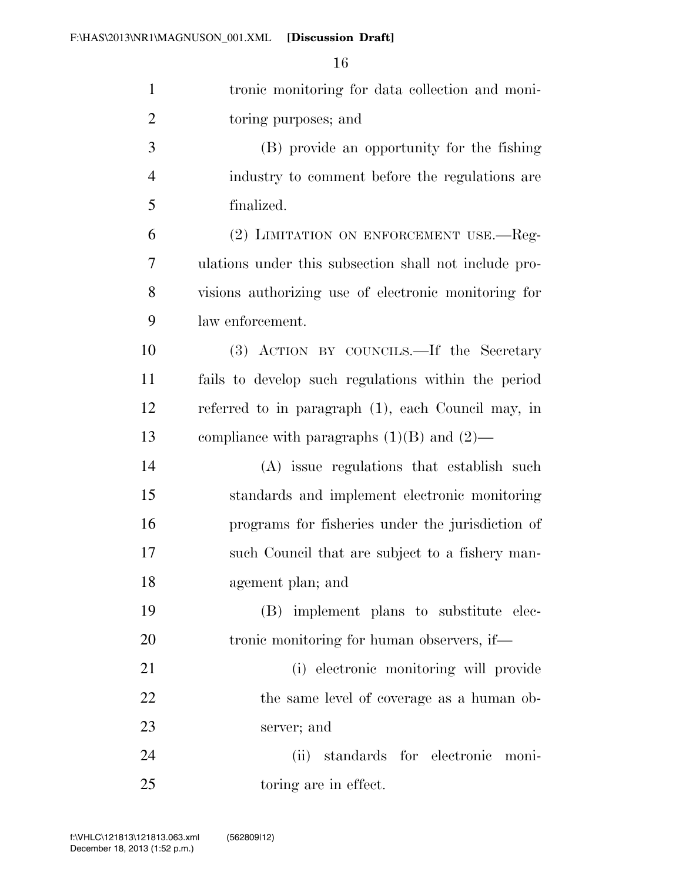tronic monitoring for data collection and monitoring purposes; and

(B) provide an opportunity for the fishing industry to comment before the regulations are finalized.

(2) LIMITATION ON ENFORCEMENT USE.—Regulations under this subsection shall not include provisions authorizing use of electronic monitoring for law enforcement.

(3) ACTION BY COUNCILS.—If the Secretary fails to develop such regulations within the period referred to in paragraph (1), each Council may, in compliance with paragraphs (1)(B) and (2)—

(A) issue regulations that establish such standards and implement electronic monitoring programs for fisheries under the jurisdiction of such Council that are subject to a fishery management plan; and

(B) implement plans to substitute electronic monitoring for human observers, if—

(i) electronic monitoring will provide the same level of coverage as a human observer; and

(ii) standards for electronic monitoring are in effect.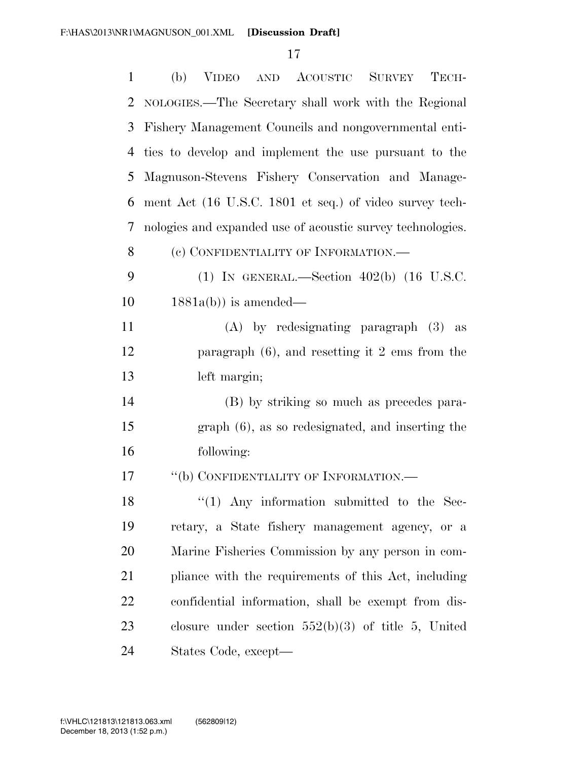(b) VIDEO AND ACOUSTIC SURVEY TECHNOLOGIES.—The Secretary shall work with the Regional Fishery Management Councils and nongovernmental entities to develop and implement the use pursuant to the Magnuson-Stevens Fishery Conservation and Management Act (16 U.S.C. 1801 et seq.) of video survey technologies and expanded use of acoustic survey technologies.

(c) CONFIDENTIALITY OF INFORMATION.—

(1) IN GENERAL.—Section 402(b) (16 U.S.C. 1881a(b)) is amended—

(A) by redesignating paragraph (3) as paragraph (6), and resetting it 2 ems from the left margin;

(B) by striking so much as precedes paragraph (6), as so redesignated, and inserting the following:

"(b) CONFIDENTIALITY OF INFORMATION.—

"(1) Any information submitted to the Secretary, a State fishery management agency, or a Marine Fisheries Commission by any person in compliance with the requirements of this Act, including confidential information, shall be exempt from disclosure under section 552(b)(3) of title 5, United States Code, except—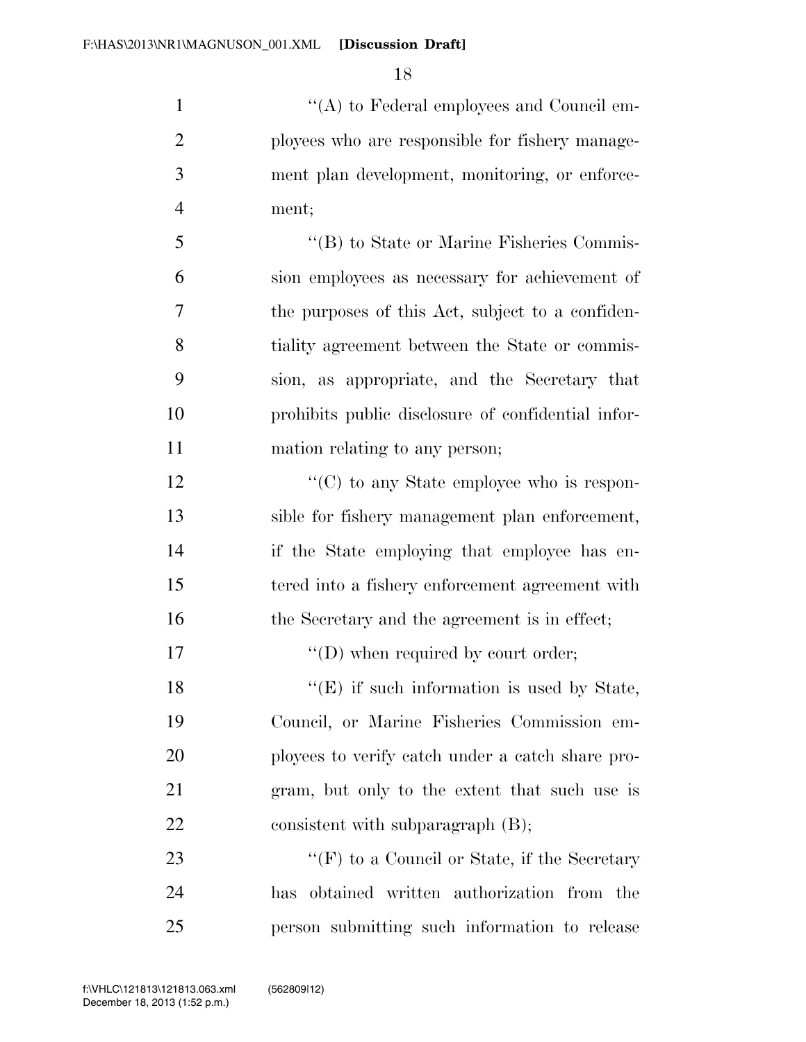"(A) to Federal employees and Council employees who are responsible for fishery management plan development, monitoring, or enforcement;

"(B) to State or Marine Fisheries Commission employees as necessary for achievement of the purposes of this Act, subject to a confidentiality agreement between the State or commission, as appropriate, and the Secretary that prohibits public disclosure of confidential information relating to any person;

"(C) to any State employee who is responsible for fishery management plan enforcement, if the State employing that employee has entered into a fishery enforcement agreement with the Secretary and the agreement is in effect;

"(D) when required by court order;

"(E) if such information is used by State, Council, or Marine Fisheries Commission employees to verify catch under a catch share program, but only to the extent that such use is consistent with subparagraph (B);

"(F) to a Council or State, if the Secretary has obtained written authorization from the person submitting such information to release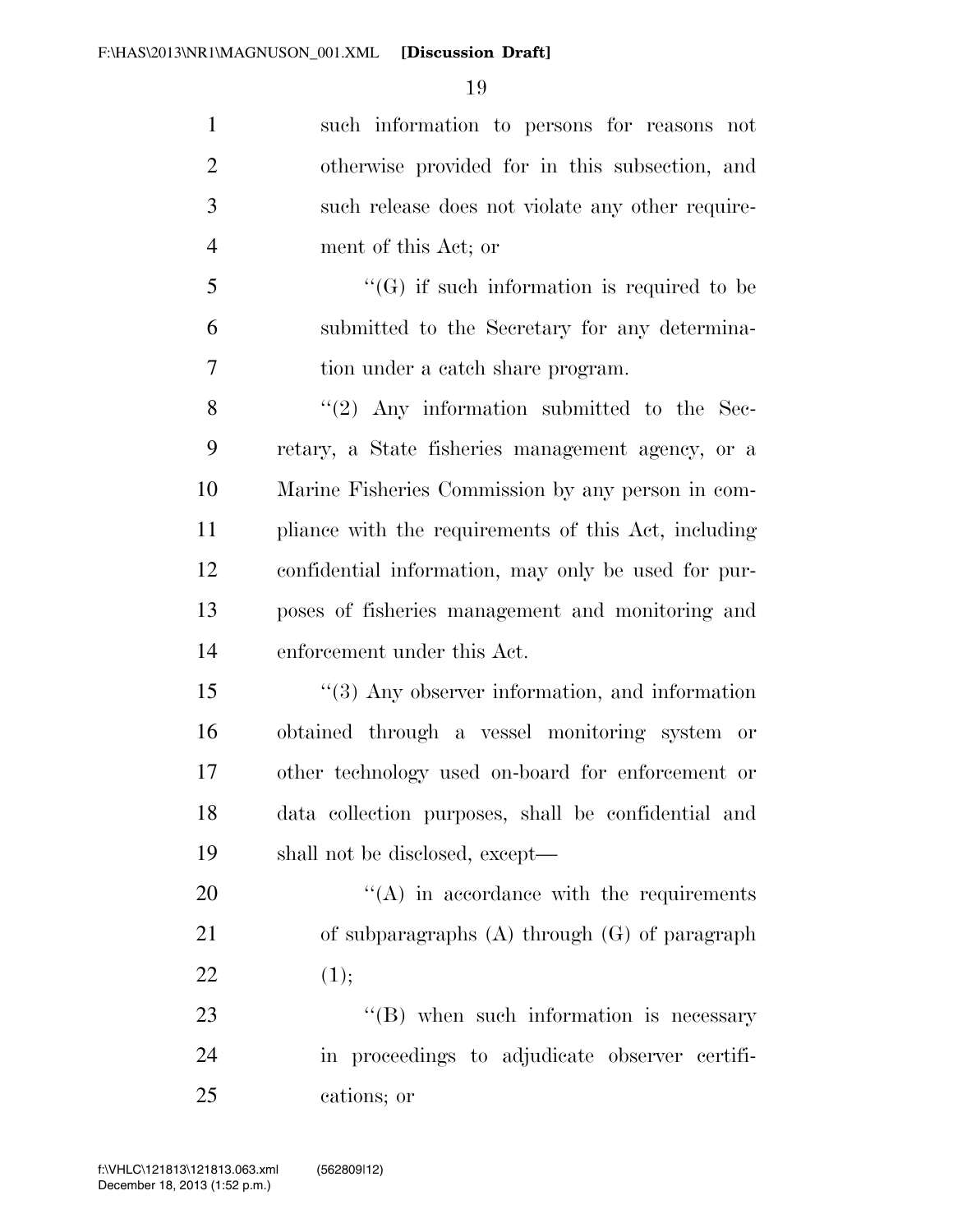such information to persons for reasons not otherwise provided for in this subsection, and such release does not violate any other requirement of this Act; or

''(G) if such information is required to be submitted to the Secretary for any determination under a catch share program.

''(2) Any information submitted to the Secretary, a State fisheries management agency, or a Marine Fisheries Commission by any person in compliance with the requirements of this Act, including confidential information, may only be used for purposes of fisheries management and monitoring and enforcement under this Act.

''(3) Any observer information, and information obtained through a vessel monitoring system or other technology used on-board for enforcement or data collection purposes, shall be confidential and shall not be disclosed, except—

''(A) in accordance with the requirements of subparagraphs (A) through (G) of paragraph (1);

''(B) when such information is necessary in proceedings to adjudicate observer certifications; or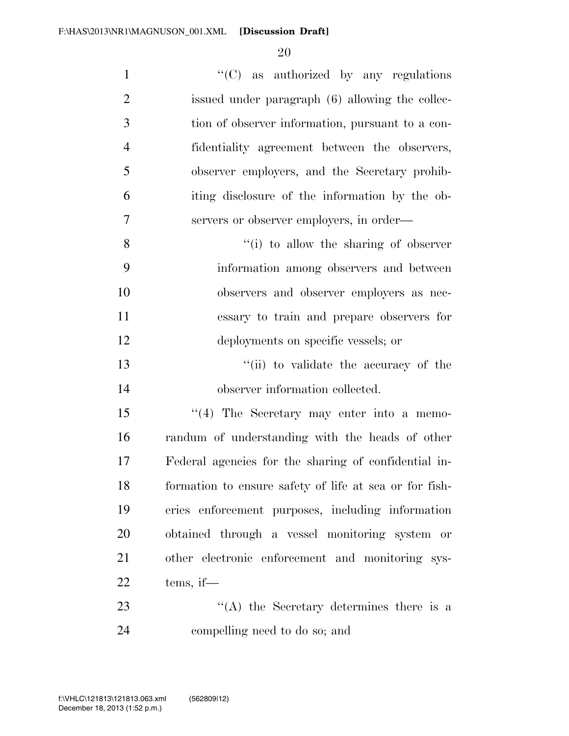''(C) as authorized by any regulations issued under paragraph (6) allowing the collection of observer information, pursuant to a confidentiality agreement between the observers, observer employers, and the Secretary prohibiting disclosure of the information by the observers or observer employers, in order—

''(i) to allow the sharing of observer information among observers and between observers and observer employers as necessary to train and prepare observers for deployments on specific vessels; or

''(ii) to validate the accuracy of the observer information collected.

''(4) The Secretary may enter into a memorandum of understanding with the heads of other Federal agencies for the sharing of confidential information to ensure safety of life at sea or for fisheries enforcement purposes, including information obtained through a vessel monitoring system or other electronic enforcement and monitoring systems, if—

''(A) the Secretary determines there is a compelling need to do so; and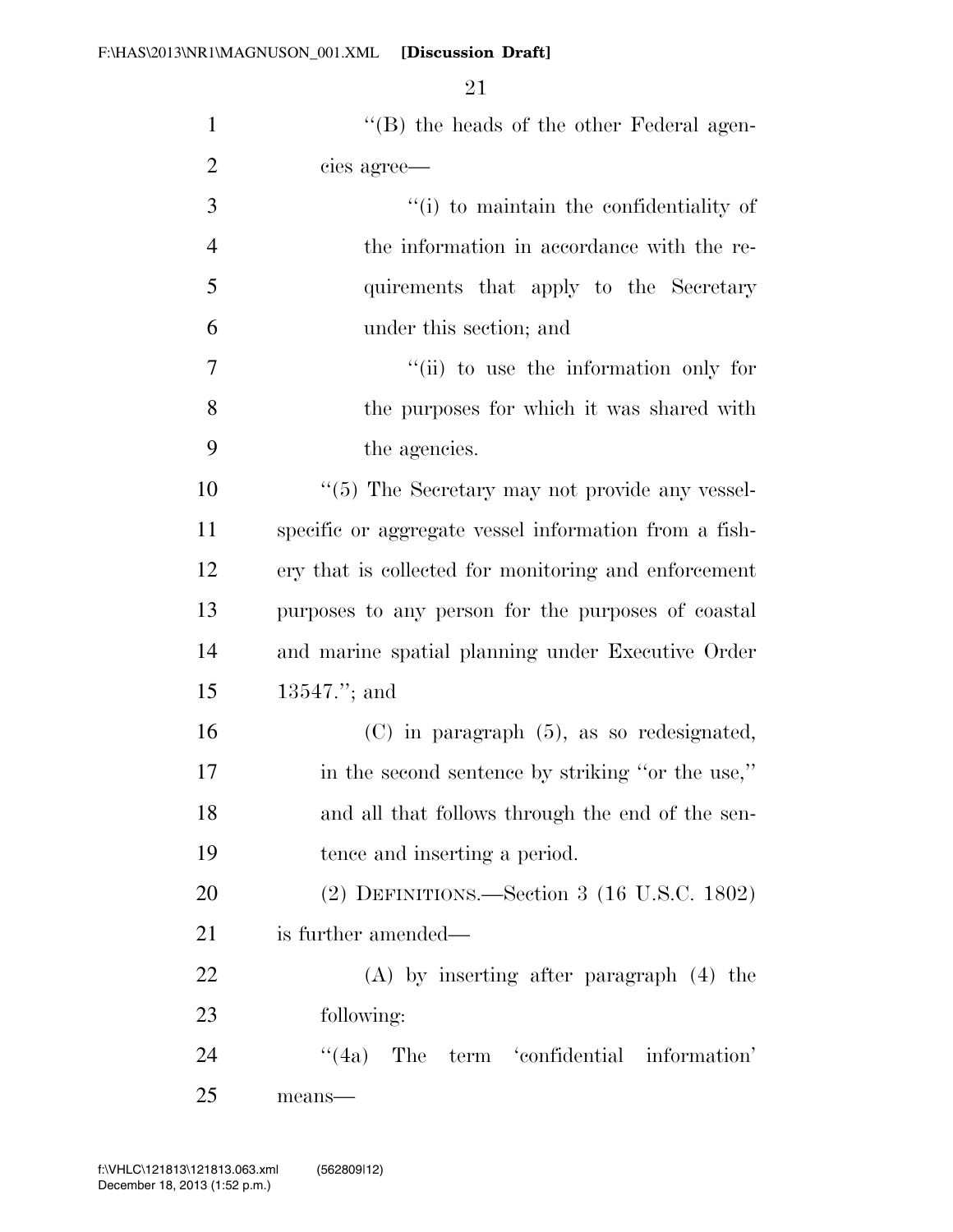"(B) the heads of the other Federal agencies agree—

"(i) to maintain the confidentiality of the information in accordance with the requirements that apply to the Secretary under this section; and

"(ii) to use the information only for the purposes for which it was shared with the agencies.

"(5) The Secretary may not provide any vessel-specific or aggregate vessel information from a fishery that is collected for monitoring and enforcement purposes to any person for the purposes of coastal and marine spatial planning under Executive Order 13547."; and

(C) in paragraph (5), as so redesignated, in the second sentence by striking "or the use," and all that follows through the end of the sentence and inserting a period.

(2) DEFINITIONS.—Section 3 (16 U.S.C. 1802) is further amended—

(A) by inserting after paragraph (4) the following:

"(4a) The term 'confidential information' means—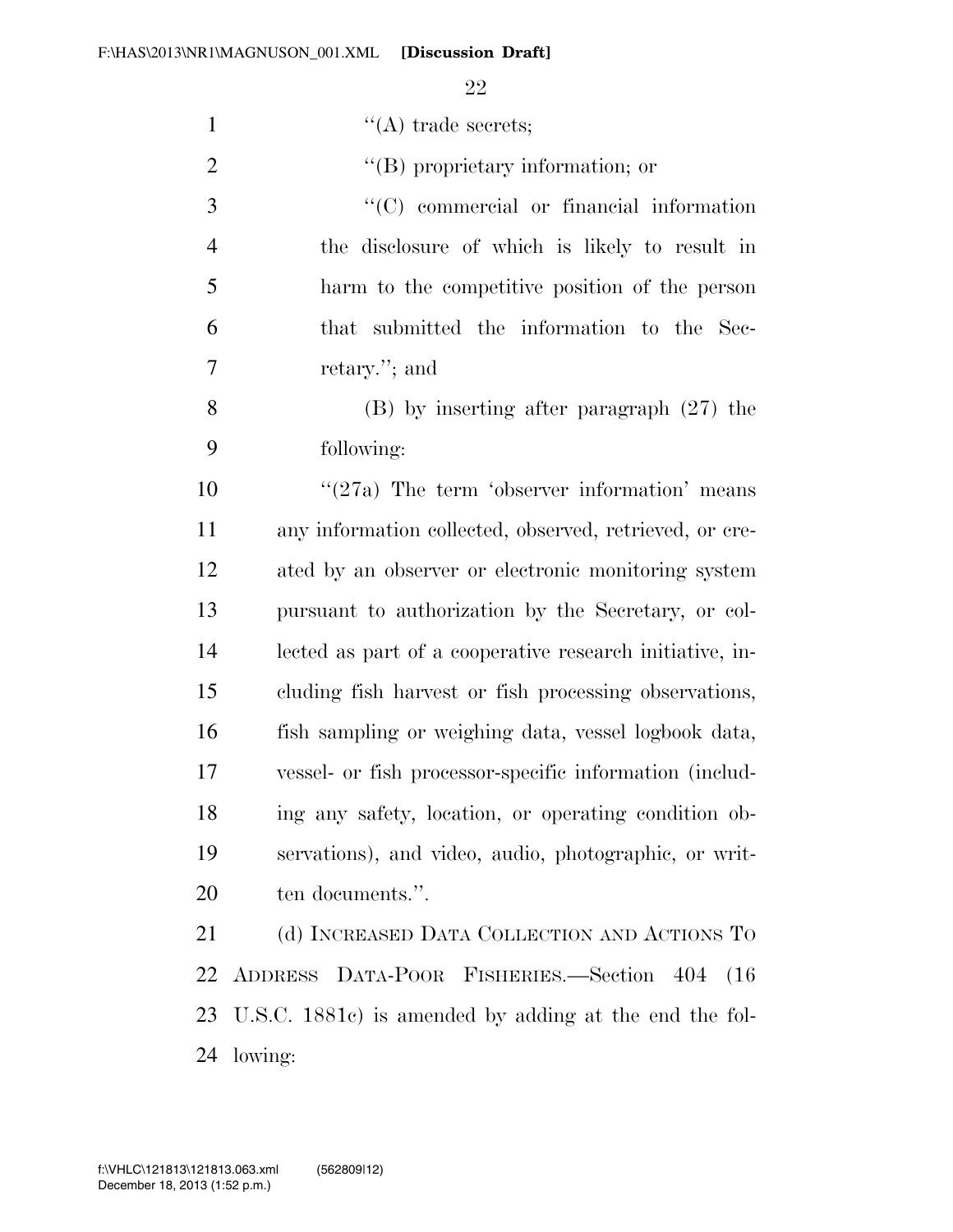"(A) trade secrets;

"(B) proprietary information; or

"(C) commercial or financial information the disclosure of which is likely to result in harm to the competitive position of the person that submitted the information to the Secretary."; and

(B) by inserting after paragraph (27) the following:

"(27a) The term 'observer information' means any information collected, observed, retrieved, or created by an observer or electronic monitoring system pursuant to authorization by the Secretary, or collected as part of a cooperative research initiative, including fish harvest or fish processing observations, fish sampling or weighing data, vessel logbook data, vessel- or fish processor-specific information (including any safety, location, or operating condition observations), and video, audio, photographic, or written documents.".

(d) INCREASED DATA COLLECTION AND ACTIONS TO ADDRESS DATA-POOR FISHERIES.—Section 404 (16 U.S.C. 1881c) is amended by adding at the end the following: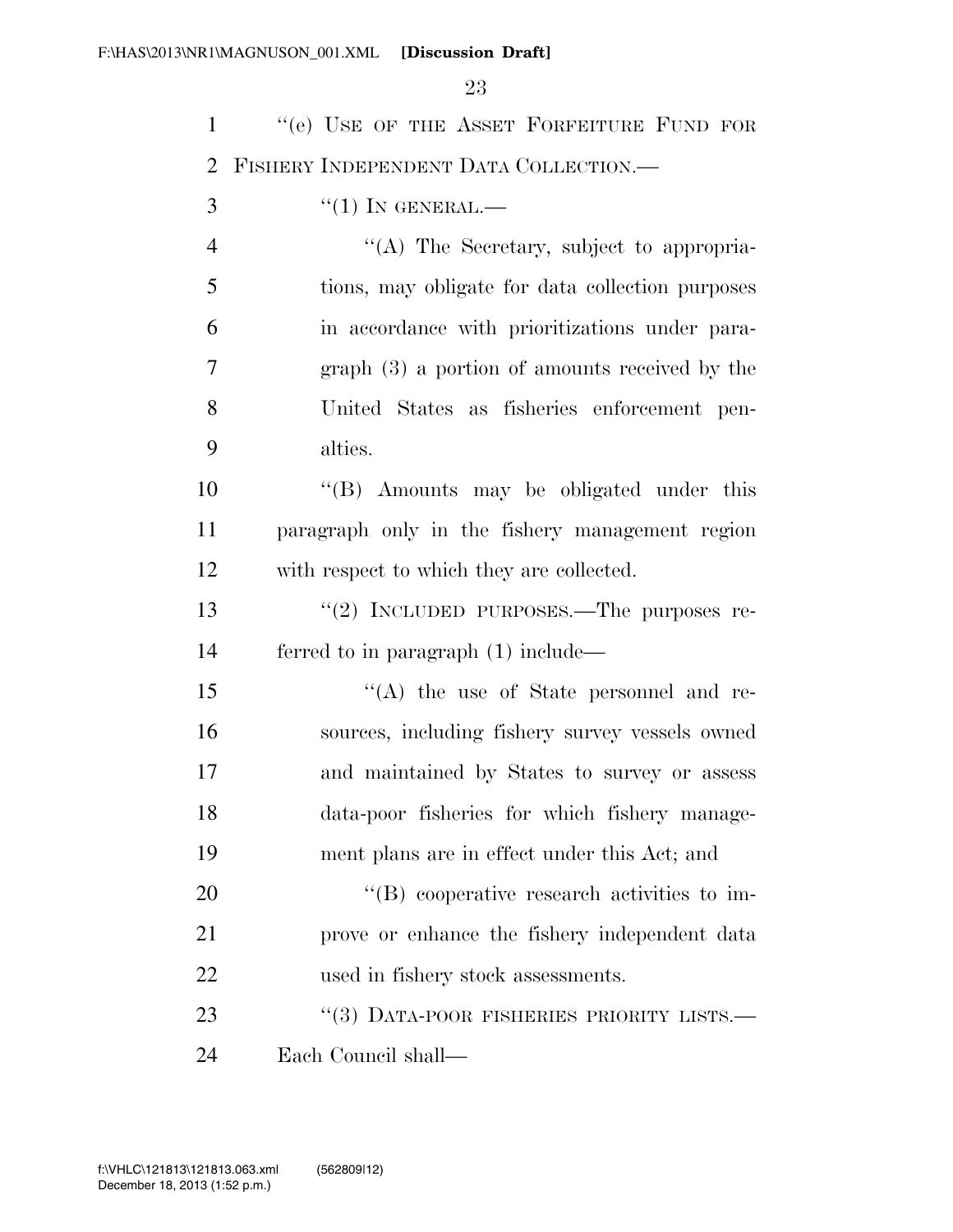''(e) USE OF THE ASSET FORFEITURE FUND FOR FISHERY INDEPENDENT DATA COLLECTION.—

''(1) IN GENERAL.—

''(A) The Secretary, subject to appropriations, may obligate for data collection purposes in accordance with prioritizations under paragraph (3) a portion of amounts received by the United States as fisheries enforcement penalties.

''(B) Amounts may be obligated under this paragraph only in the fishery management region with respect to which they are collected.

''(2) INCLUDED PURPOSES.—The purposes referred to in paragraph (1) include—

''(A) the use of State personnel and resources, including fishery survey vessels owned and maintained by States to survey or assess data-poor fisheries for which fishery management plans are in effect under this Act; and

''(B) cooperative research activities to improve or enhance the fishery independent data used in fishery stock assessments.

''(3) DATA-POOR FISHERIES PRIORITY LISTS.— Each Council shall—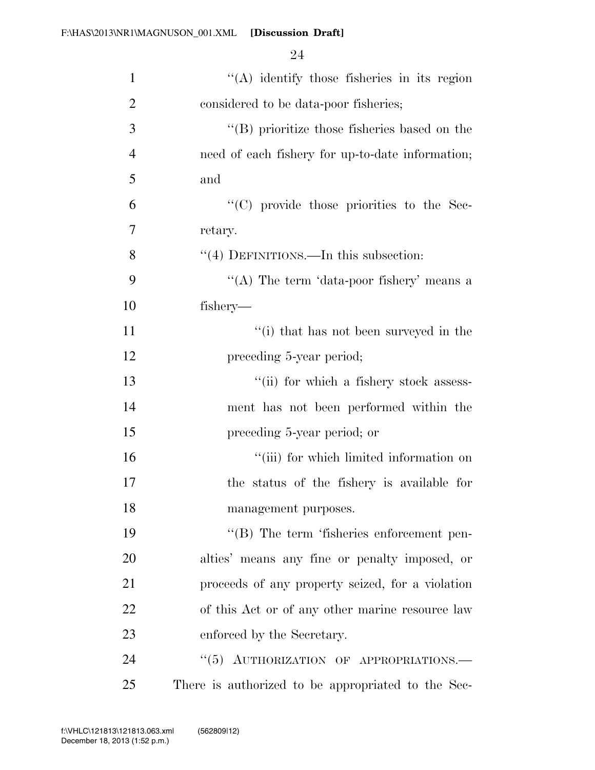''(A) identify those fisheries in its region considered to be data-poor fisheries;

''(B) prioritize those fisheries based on the need of each fishery for up-to-date information; and

''(C) provide those priorities to the Secretary.

''(4) DEFINITIONS.—In this subsection:

''(A) The term 'data-poor fishery' means a fishery—

''(i) that has not been surveyed in the preceding 5-year period;

''(ii) for which a fishery stock assessment has not been performed within the preceding 5-year period; or

''(iii) for which limited information on the status of the fishery is available for management purposes.

''(B) The term 'fisheries enforcement penalties' means any fine or penalty imposed, or proceeds of any property seized, for a violation of this Act or of any other marine resource law enforced by the Secretary.

''(5) AUTHORIZATION OF APPROPRIATIONS.— There is authorized to be appropriated to the Sec-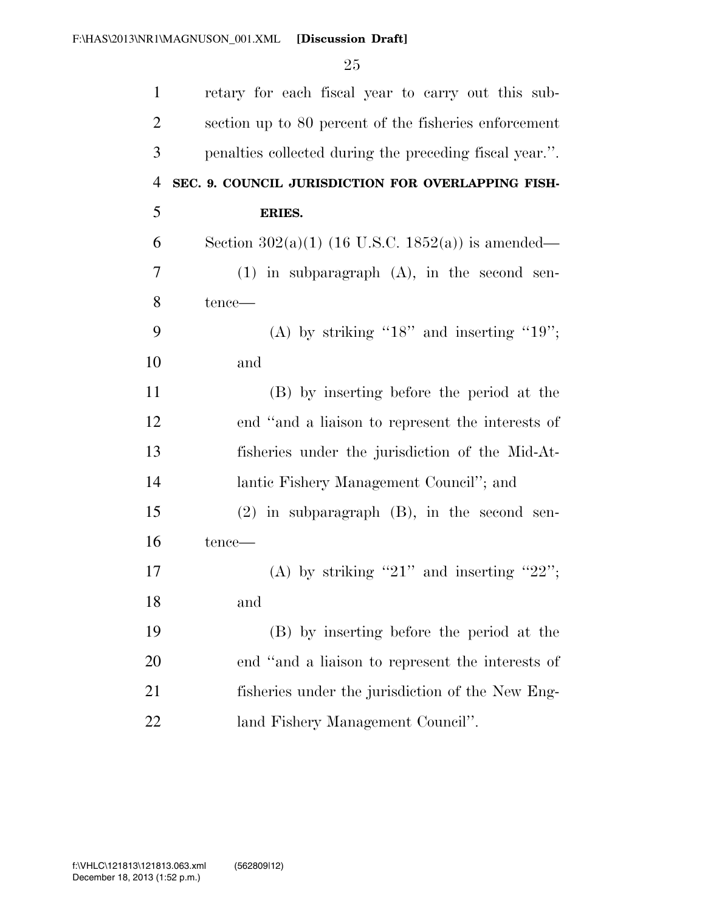retary for each fiscal year to carry out this subsection up to 80 percent of the fisheries enforcement penalties collected during the preceding fiscal year.''.

**SEC. 9. COUNCIL JURISDICTION FOR OVERLAPPING FISHERIES.**

Section 302(a)(1) (16 U.S.C. 1852(a)) is amended—

(1) in subparagraph (A), in the second sentence—

(A) by striking ''18'' and inserting ''19''; and

(B) by inserting before the period at the end ''and a liaison to represent the interests of fisheries under the jurisdiction of the Mid-Atlantic Fishery Management Council''; and

(2) in subparagraph (B), in the second sentence—

(A) by striking ''21'' and inserting ''22''; and

(B) by inserting before the period at the end ''and a liaison to represent the interests of fisheries under the jurisdiction of the New England Fishery Management Council''.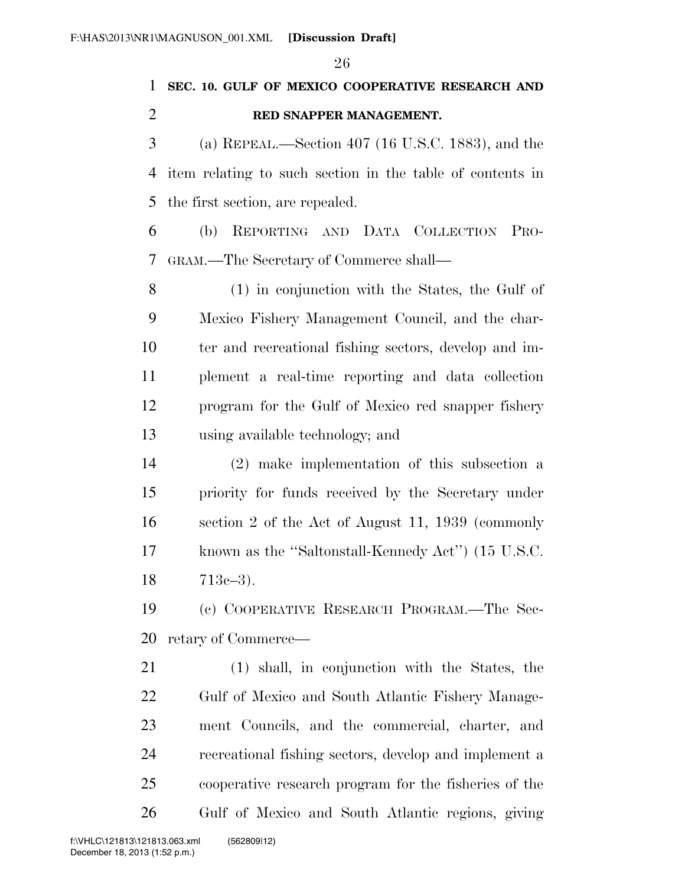**SEC. 10. GULF OF MEXICO COOPERATIVE RESEARCH AND RED SNAPPER MANAGEMENT.**

(a) REPEAL.—Section 407 (16 U.S.C. 1883), and the item relating to such section in the table of contents in the first section, are repealed.

(b) REPORTING AND DATA COLLECTION PROGRAM.—The Secretary of Commerce shall—

(1) in conjunction with the States, the Gulf of Mexico Fishery Management Council, and the charter and recreational fishing sectors, develop and implement a real-time reporting and data collection program for the Gulf of Mexico red snapper fishery using available technology; and

(2) make implementation of this subsection a priority for funds received by the Secretary under section 2 of the Act of August 11, 1939 (commonly known as the "Saltonstall-Kennedy Act") (15 U.S.C. 713c–3).

(c) COOPERATIVE RESEARCH PROGRAM.—The Secretary of Commerce—

(1) shall, in conjunction with the States, the Gulf of Mexico and South Atlantic Fishery Management Councils, and the commercial, charter, and recreational fishing sectors, develop and implement a cooperative research program for the fisheries of the Gulf of Mexico and South Atlantic regions, giving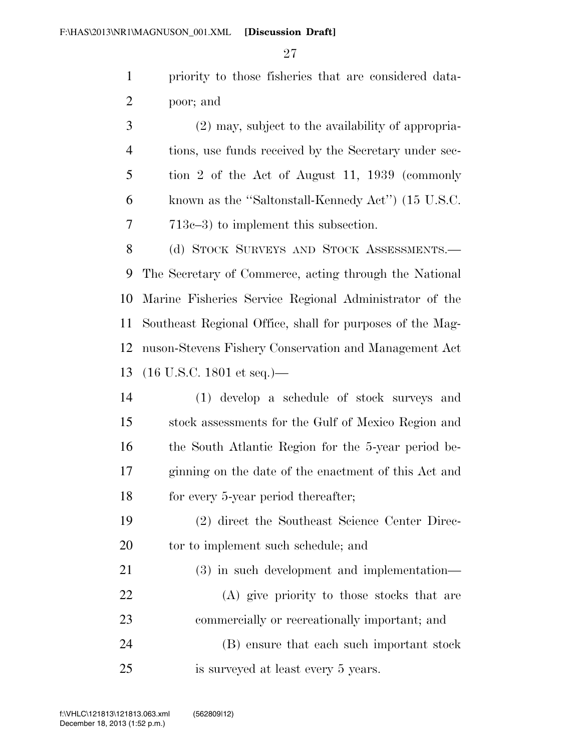priority to those fisheries that are considered data-poor; and

(2) may, subject to the availability of appropriations, use funds received by the Secretary under section 2 of the Act of August 11, 1939 (commonly known as the "Saltonstall-Kennedy Act") (15 U.S.C. 713c–3) to implement this subsection.

(d) STOCK SURVEYS AND STOCK ASSESSMENTS.—The Secretary of Commerce, acting through the National Marine Fisheries Service Regional Administrator of the Southeast Regional Office, shall for purposes of the Magnuson-Stevens Fishery Conservation and Management Act (16 U.S.C. 1801 et seq.)—

(1) develop a schedule of stock surveys and stock assessments for the Gulf of Mexico Region and the South Atlantic Region for the 5-year period beginning on the date of the enactment of this Act and for every 5-year period thereafter;

(2) direct the Southeast Science Center Director to implement such schedule; and

(3) in such development and implementation—

(A) give priority to those stocks that are commercially or recreationally important; and

(B) ensure that each such important stock is surveyed at least every 5 years.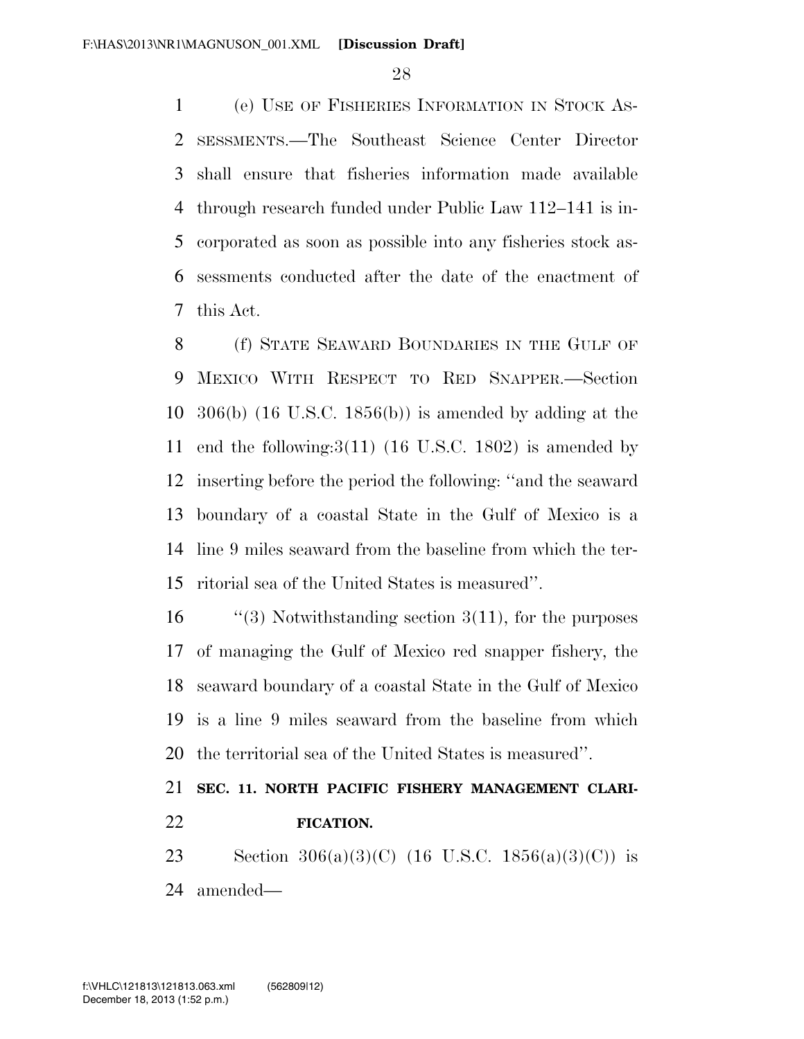(e) USE OF FISHERIES INFORMATION IN STOCK ASSESSMENTS.—The Southeast Science Center Director shall ensure that fisheries information made available through research funded under Public Law 112–141 is incorporated as soon as possible into any fisheries stock assessments conducted after the date of the enactment of this Act.

(f) STATE SEAWARD BOUNDARIES IN THE GULF OF MEXICO WITH RESPECT TO RED SNAPPER.—Section 306(b) (16 U.S.C. 1856(b)) is amended by adding at the end the following:3(11) (16 U.S.C. 1802) is amended by inserting before the period the following: ''and the seaward boundary of a coastal State in the Gulf of Mexico is a line 9 miles seaward from the baseline from which the territorial sea of the United States is measured''.

''(3) Notwithstanding section 3(11), for the purposes of managing the Gulf of Mexico red snapper fishery, the seaward boundary of a coastal State in the Gulf of Mexico is a line 9 miles seaward from the baseline from which the territorial sea of the United States is measured''.

## SEC. 11. NORTH PACIFIC FISHERY MANAGEMENT CLARIFICATION.

Section 306(a)(3)(C) (16 U.S.C. 1856(a)(3)(C)) is amended—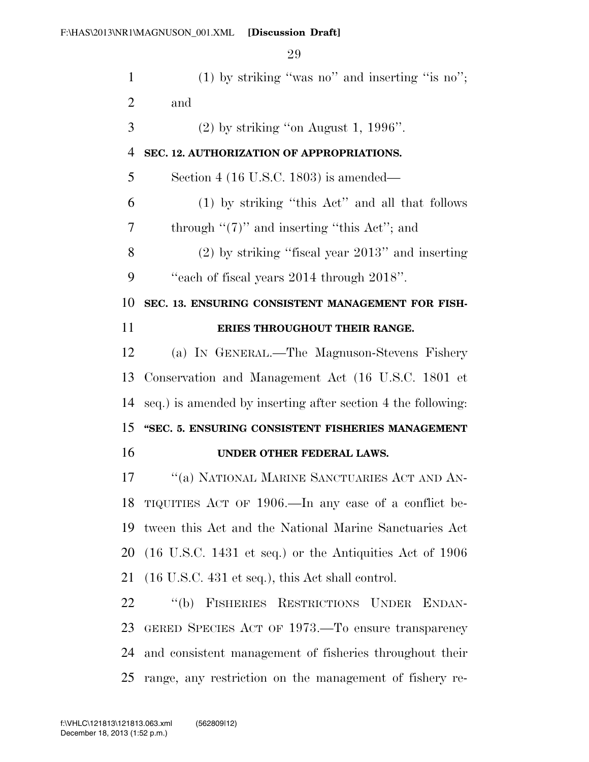(1) by striking "was no" and inserting "is no"; and

(2) by striking "on August 1, 1996".

**SEC. 12. AUTHORIZATION OF APPROPRIATIONS.**

Section 4 (16 U.S.C. 1803) is amended—

(1) by striking "this Act" and all that follows through "(7)" and inserting "this Act"; and

(2) by striking "fiscal year 2013" and inserting "each of fiscal years 2014 through 2018".

**SEC. 13. ENSURING CONSISTENT MANAGEMENT FOR FISHERIES THROUGHOUT THEIR RANGE.**

(a) IN GENERAL.—The Magnuson-Stevens Fishery Conservation and Management Act (16 U.S.C. 1801 et seq.) is amended by inserting after section 4 the following:

**"SEC. 5. ENSURING CONSISTENT FISHERIES MANAGEMENT UNDER OTHER FEDERAL LAWS.**

"(a) NATIONAL MARINE SANCTUARIES ACT AND ANTIQUITIES ACT OF 1906.—In any case of a conflict between this Act and the National Marine Sanctuaries Act (16 U.S.C. 1431 et seq.) or the Antiquities Act of 1906 (16 U.S.C. 431 et seq.), this Act shall control.

"(b) FISHERIES RESTRICTIONS UNDER ENDANGERED SPECIES ACT OF 1973.—To ensure transparency and consistent management of fisheries throughout their range, any restriction on the management of fishery re-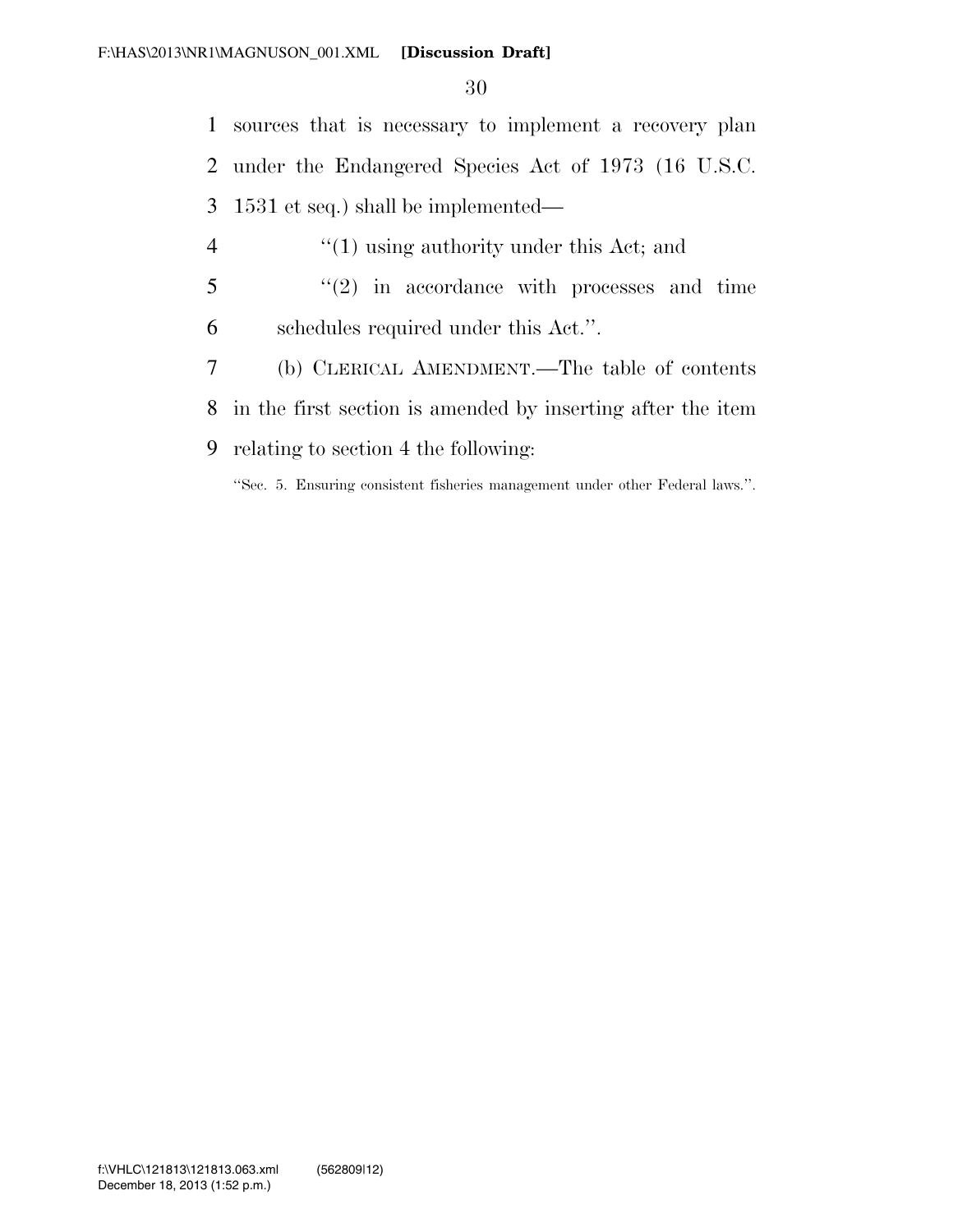sources that is necessary to implement a recovery plan under the Endangered Species Act of 1973 (16 U.S.C. 1531 et seq.) shall be implemented—

"(1) using authority under this Act; and

"(2) in accordance with processes and time schedules required under this Act.".

(b) CLERICAL AMENDMENT.—The table of contents in the first section is amended by inserting after the item relating to section 4 the following:

"Sec. 5. Ensuring consistent fisheries management under other Federal laws.".